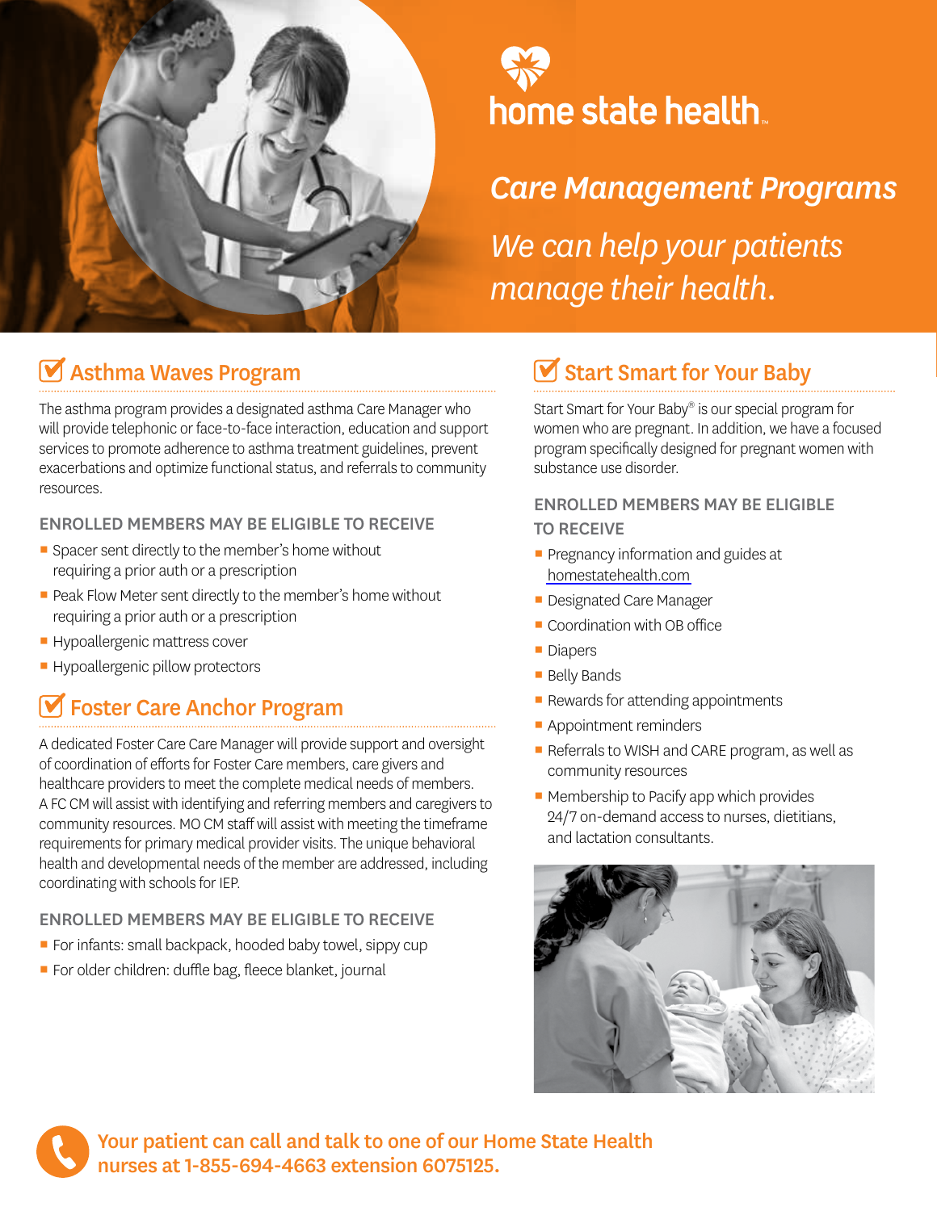# home state health

## *Care Management Programs*

*We can help your patients manage their health.*

## Asthma Waves Program

The asthma program provides a designated asthma Care Manager who will provide telephonic or face-to-face interaction, education and support services to promote adherence to asthma treatment guidelines, prevent exacerbations and optimize functional status, and referrals to community resources.

### ENROLLED MEMBERS MAY BE ELIGIBLE TO RECEIVE

- Spacer sent directly to the member's home without requiring a prior auth or a prescription
- Peak Flow Meter sent directly to the member's home without requiring a prior auth or a prescription
- Hypoallergenic mattress cover
- Hypoallergenic pillow protectors

## Foster Care Anchor Program

A dedicated Foster Care Care Manager will provide support and oversight of coordination of efforts for Foster Care members, care givers and healthcare providers to meet the complete medical needs of members. A FC CM will assist with identifying and referring members and caregivers to community resources. MO CM staff will assist with meeting the timeframe requirements for primary medical provider visits. The unique behavioral health and developmental needs of the member are addressed, including coordinating with schools for IEP.

### ENROLLED MEMBERS MAY BE ELIGIBLE TO RECEIVE

- For infants: small backpack, hooded baby towel, sippy cup
- For older children: duffle bag, fleece blanket, journal

## Start Smart for Your Baby

Start Smart for Your Baby® is our special program for women who are pregnant. In addition, we have a focused program specifically designed for pregnant women with substance use disorder.

### ENROLLED MEMBERS MAY BE ELIGIBLE TO RECEIVE

- Pregnancy information and guides at homestatehealth.com
- Designated Care Manager
- Coordination with OB office
- Diapers
- Belly Bands
- Rewards for attending appointments
- Appointment reminders
- Referrals to WISH and CARE program, as well as community resources
- Membership to Pacify app which provides 24/7 on-demand access to nurses, dietitians, and lactation consultants.

**Your patient can call and talk to one of our Home State Health nurses at 1-855-694-4663 extension 6075125.**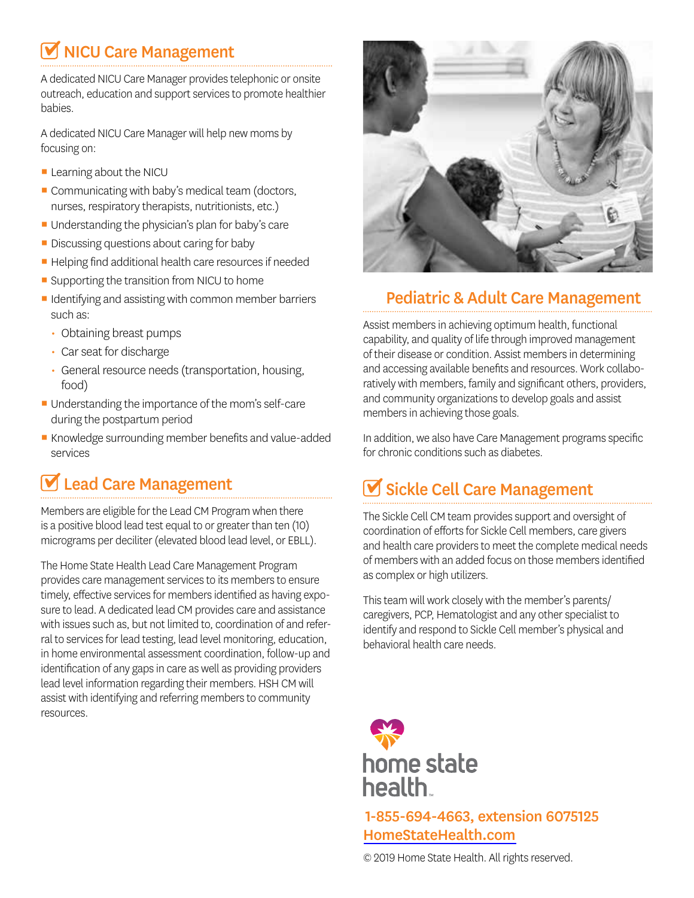## NICU Care Management

A dedicated NICU Care Manager provides telephonic or onsite outreach, education and support services to promote healthier babies.

A dedicated NICU Care Manager will help new moms by focusing on:

- Learning about the NICU
- Communicating with baby's medical team (doctors, nurses, respiratory therapists, nutritionists, etc.)
- Understanding the physician's plan for baby's care
- Discussing questions about caring for baby
- Helping find additional health care resources if needed
- Supporting the transition from NICU to home
- Identifying and assisting with common member barriers such as:
  - Obtaining breast pumps
  - Car seat for discharge
  - General resource needs (transportation, housing, food)
- Understanding the importance of the mom's self-care during the postpartum period
- Knowledge surrounding member benefits and value-added services

## Lead Care Management

Members are eligible for the Lead CM Program when there is a positive blood lead test equal to or greater than ten (10) micrograms per deciliter (elevated blood lead level, or EBLL).

The Home State Health Lead Care Management Program provides care management services to its members to ensure timely, effective services for members identified as having exposure to lead. A dedicated lead CM provides care and assistance with issues such as, but not limited to, coordination of and referral to services for lead testing, lead level monitoring, education, in home environmental assessment coordination, follow-up and identification of any gaps in care as well as providing providers lead level information regarding their members. HSH CM will assist with identifying and referring members to community resources.

## Pediatric & Adult Care Management

Assist members in achieving optimum health, functional capability, and quality of life through improved management of their disease or condition. Assist members in determining and accessing available benefits and resources. Work collaboratively with members, family and significant others, providers, and community organizations to develop goals and assist members in achieving those goals.

In addition, we also have Care Management programs specific for chronic conditions such as diabetes.

## Sickle Cell Care Management

The Sickle Cell CM team provides support and oversight of coordination of efforts for Sickle Cell members, care givers and health care providers to meet the complete medical needs of members with an added focus on those members identified as complex or high utilizers.

This team will work closely with the member's parents/caregivers, PCP, Hematologist and any other specialist to identify and respond to Sickle Cell member's physical and behavioral health care needs.

home state health

**1-855-694-4663, extension 6075125**
**HomeStateHealth.com**

© 2019 Home State Health. All rights reserved.